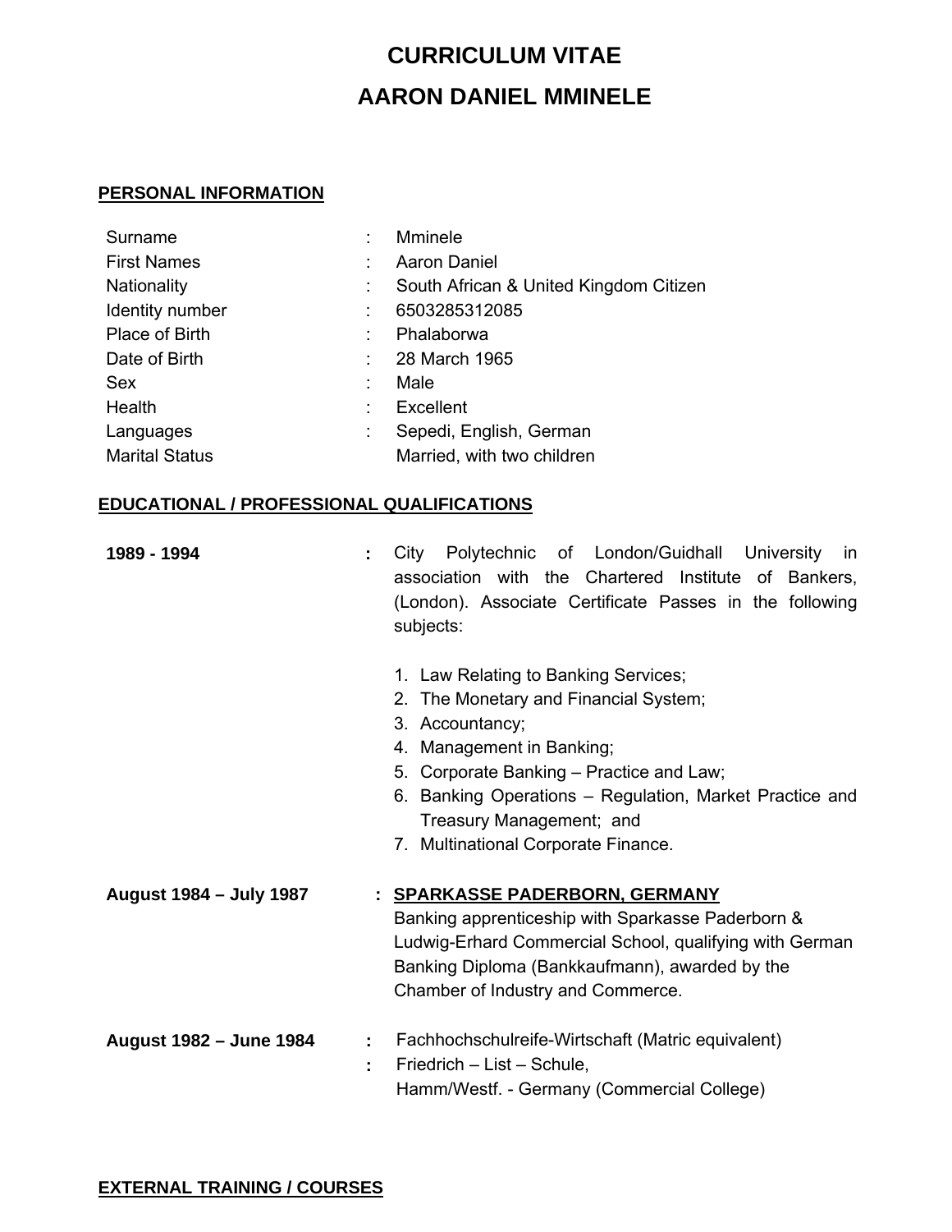# CURRICULUM VITAE

# AARON DANIEL MMINELE

## PERSONAL INFORMATION

| | | |
|---|---|---|
| Surname | : | Mminele |
| First Names | : | Aaron Daniel |
| Nationality | : | South African & United Kingdom Citizen |
| Identity number | : | 6503285312085 |
| Place of Birth | : | Phalaborwa |
| Date of Birth | : | 28 March 1965 |
| Sex | : | Male |
| Health | : | Excellent |
| Languages | : | Sepedi, English, German |
| Marital Status | | Married, with two children |

## EDUCATIONAL / PROFESSIONAL QUALIFICATIONS

**1989 - 1994** **:** City Polytechnic of London/Guidhall University in association with the Chartered Institute of Bankers, (London). Associate Certificate Passes in the following subjects:

1. Law Relating to Banking Services;
2. The Monetary and Financial System;
3. Accountancy;
4. Management in Banking;
5. Corporate Banking – Practice and Law;
6. Banking Operations – Regulation, Market Practice and Treasury Management; and
7. Multinational Corporate Finance.

**August 1984 – July 1987** **:** **SPARKASSE PADERBORN, GERMANY**
Banking apprenticeship with Sparkasse Paderborn & Ludwig-Erhard Commercial School, qualifying with German Banking Diploma (Bankkaufmann), awarded by the Chamber of Industry and Commerce.

**August 1982 – June 1984** **:** Fachhochschulreife-Wirtschaft (Matric equivalent)
**:** Friedrich – List – Schule,
Hamm/Westf. - Germany (Commercial College)

## EXTERNAL TRAINING / COURSES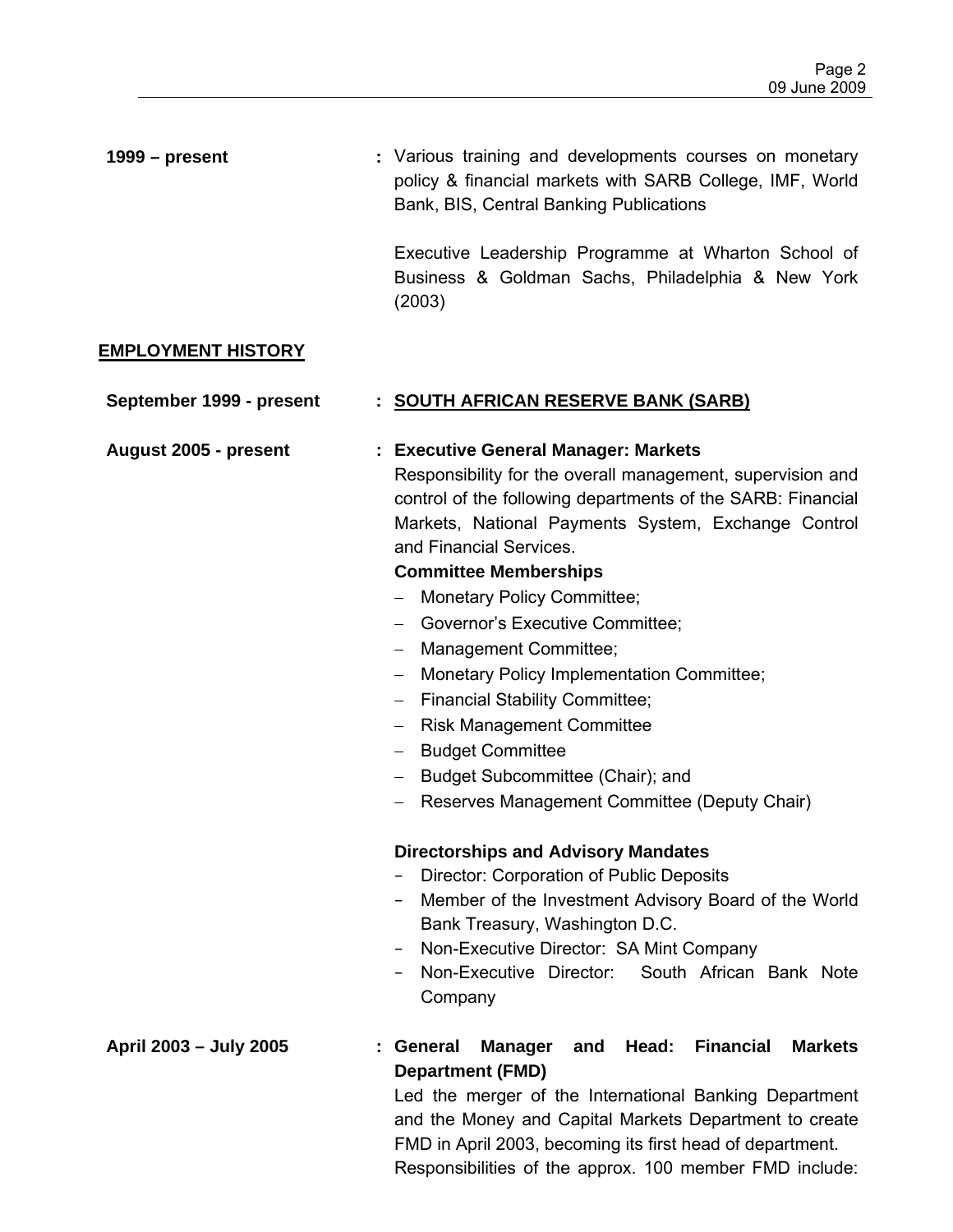**1999 – present** : Various training and developments courses on monetary policy & financial markets with SARB College, IMF, World Bank, BIS, Central Banking Publications

Executive Leadership Programme at Wharton School of Business & Goldman Sachs, Philadelphia & New York (2003)

## EMPLOYMENT HISTORY

**September 1999 - present** : **SOUTH AFRICAN RESERVE BANK (SARB)**

**August 2005 - present** : **Executive General Manager: Markets**

Responsibility for the overall management, supervision and control of the following departments of the SARB: Financial Markets, National Payments System, Exchange Control and Financial Services.

**Committee Memberships**

- Monetary Policy Committee;
- Governor's Executive Committee;
- Management Committee;
- Monetary Policy Implementation Committee;
- Financial Stability Committee;
- Risk Management Committee
- Budget Committee
- Budget Subcommittee (Chair); and
- Reserves Management Committee (Deputy Chair)

**Directorships and Advisory Mandates**

- Director: Corporation of Public Deposits
- Member of the Investment Advisory Board of the World Bank Treasury, Washington D.C.
- Non-Executive Director: SA Mint Company
- Non-Executive Director: South African Bank Note Company

**April 2003 – July 2005** : **General Manager and Head: Financial Markets Department (FMD)**

Led the merger of the International Banking Department and the Money and Capital Markets Department to create FMD in April 2003, becoming its first head of department.

Responsibilities of the approx. 100 member FMD include: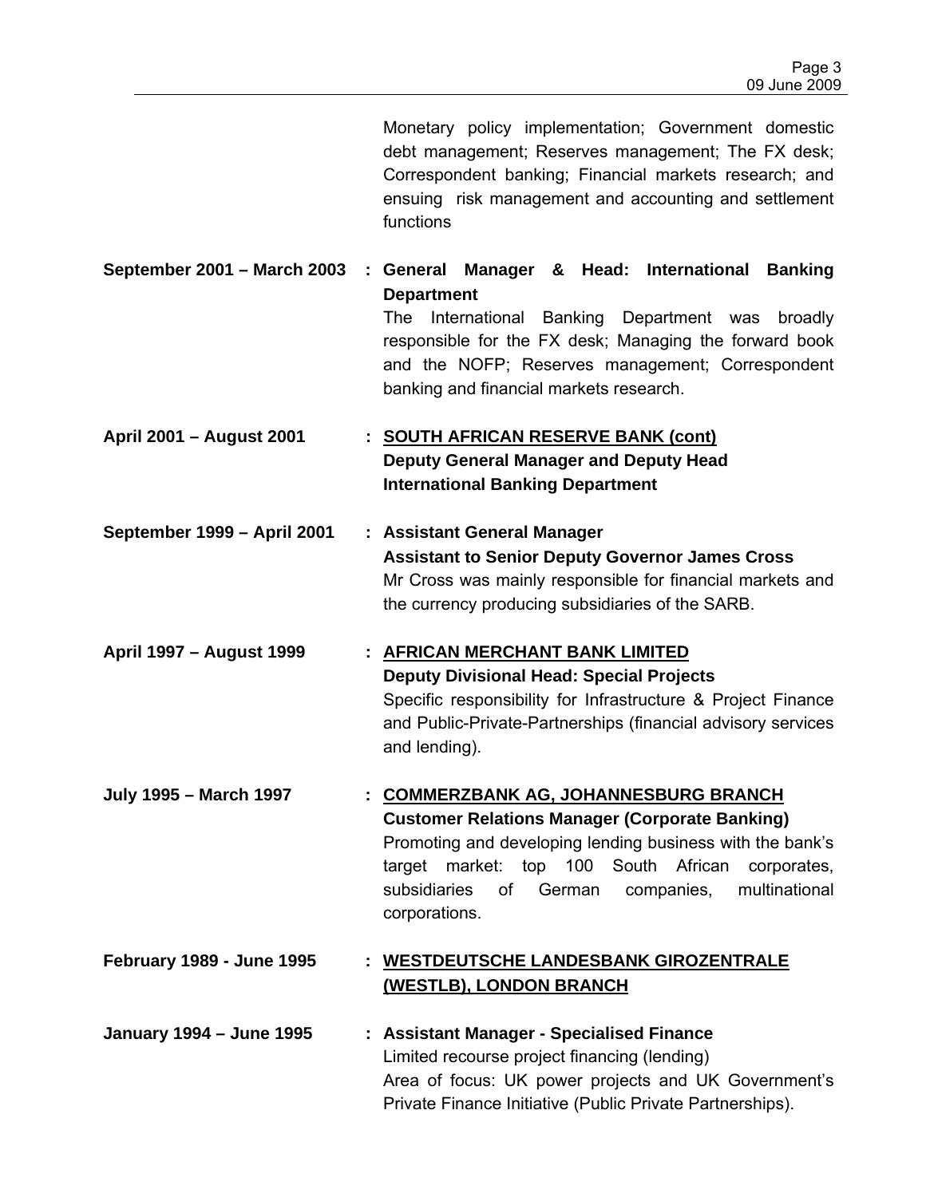Monetary policy implementation; Government domestic debt management; Reserves management; The FX desk; Correspondent banking; Financial markets research; and ensuing risk management and accounting and settlement functions

**September 2001 – March 2003** : **General Manager & Head: International Banking Department**
The International Banking Department was broadly responsible for the FX desk; Managing the forward book and the NOFP; Reserves management; Correspondent banking and financial markets research.

**April 2001 – August 2001** : **SOUTH AFRICAN RESERVE BANK (cont)**
**Deputy General Manager and Deputy Head International Banking Department**

**September 1999 – April 2001** : **Assistant General Manager**
**Assistant to Senior Deputy Governor James Cross**
Mr Cross was mainly responsible for financial markets and the currency producing subsidiaries of the SARB.

**April 1997 – August 1999** : **AFRICAN MERCHANT BANK LIMITED**
**Deputy Divisional Head: Special Projects**
Specific responsibility for Infrastructure & Project Finance and Public-Private-Partnerships (financial advisory services and lending).

**July 1995 – March 1997** : **COMMERZBANK AG, JOHANNESBURG BRANCH**
**Customer Relations Manager (Corporate Banking)**
Promoting and developing lending business with the bank's target market: top 100 South African corporates, subsidiaries of German companies, multinational corporations.

**February 1989 - June 1995** : **WESTDEUTSCHE LANDESBANK GIROZENTRALE (WESTLB), LONDON BRANCH**

**January 1994 – June 1995** : **Assistant Manager - Specialised Finance**
Limited recourse project financing (lending)
Area of focus: UK power projects and UK Government's Private Finance Initiative (Public Private Partnerships).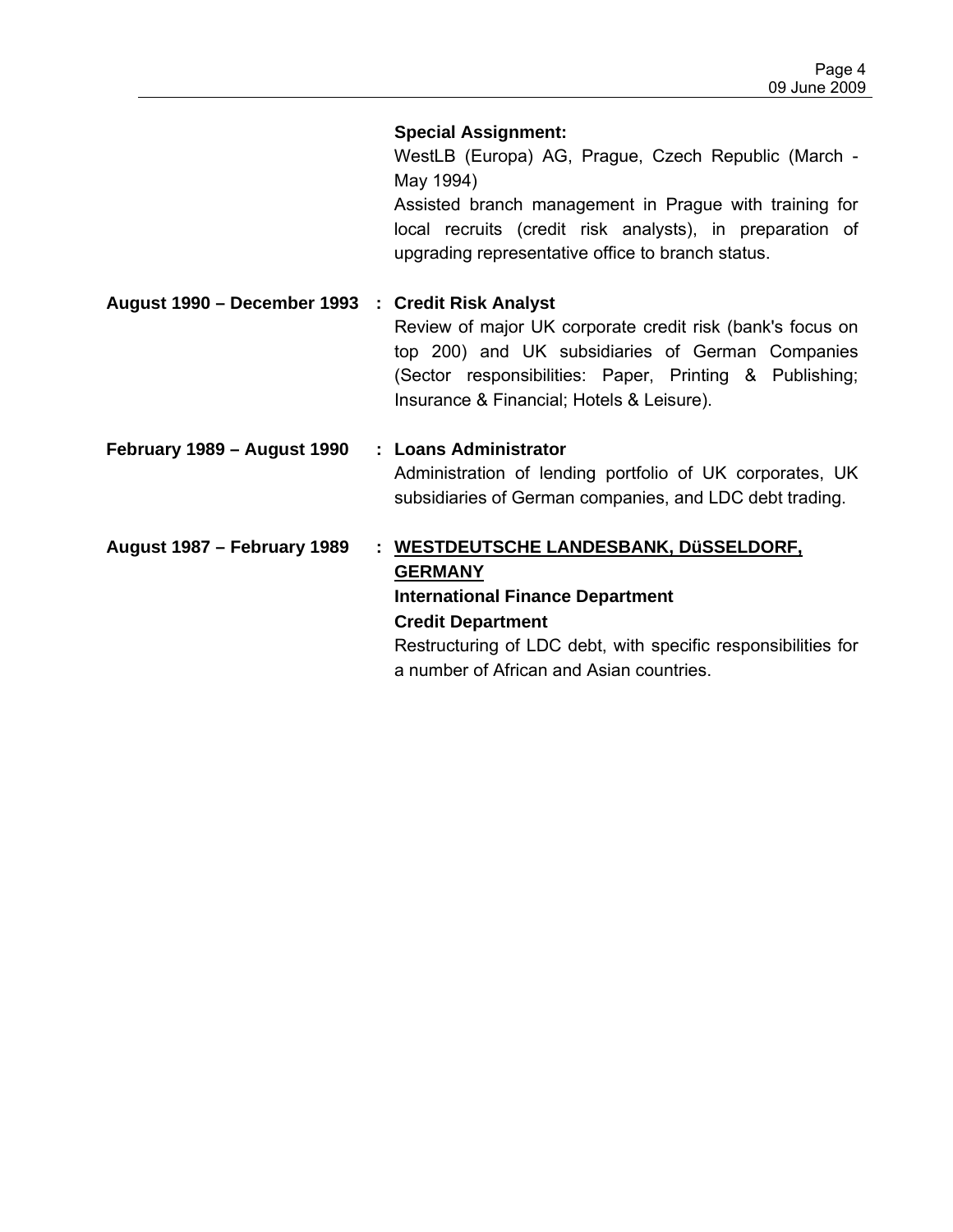**Special Assignment:**
WestLB (Europa) AG, Prague, Czech Republic (March - May 1994)
Assisted branch management in Prague with training for local recruits (credit risk analysts), in preparation of upgrading representative office to branch status.

**August 1990 – December 1993 : Credit Risk Analyst**
Review of major UK corporate credit risk (bank's focus on top 200) and UK subsidiaries of German Companies (Sector responsibilities: Paper, Printing & Publishing; Insurance & Financial; Hotels & Leisure).

**February 1989 – August 1990 : Loans Administrator**
Administration of lending portfolio of UK corporates, UK subsidiaries of German companies, and LDC debt trading.

**August 1987 – February 1989 : <u>WESTDEUTSCHE LANDESBANK, DüSSELDORF, GERMANY</u>**
**International Finance Department**
**Credit Department**
Restructuring of LDC debt, with specific responsibilities for a number of African and Asian countries.